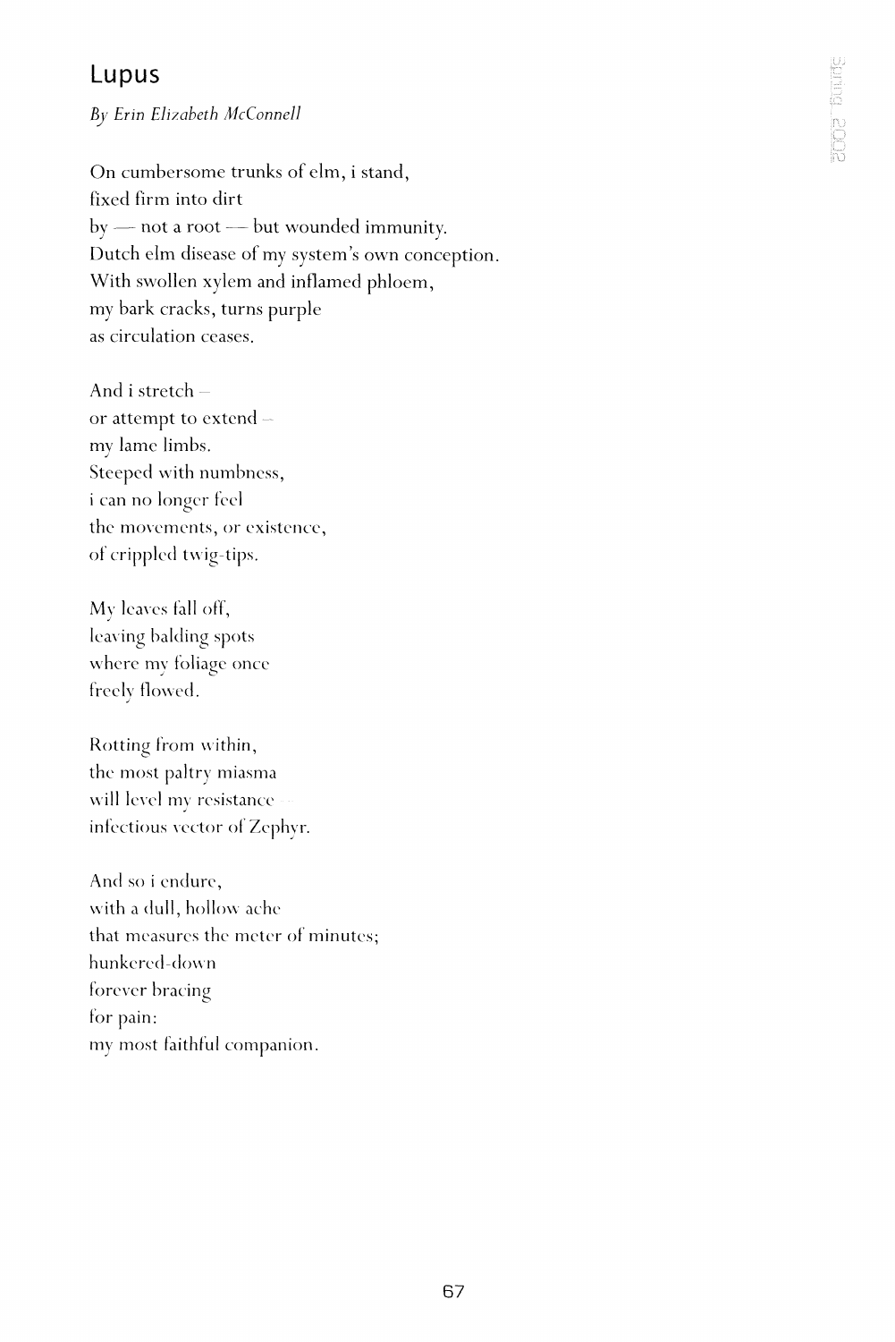# Lupus

*By Erin Elizabeth McConnell*

On cumbersome trunks of elm, i stand,
fixed firm into dirt
by — not a root — but wounded immunity.
Dutch elm disease of my system's own conception.
With swollen xylem and inflamed phloem,
my bark cracks, turns purple
as circulation ceases.

And i stretch –
or attempt to extend –
my lame limbs.
Steeped with numbness,
i can no longer feel
the movements, or existence,
of crippled twig-tips.

My leaves fall off,
leaving balding spots
where my foliage once
freely flowed.

Rotting from within,
the most paltry miasma
will level my resistance –
infectious vector of Zephyr.

And so i endure,
with a dull, hollow ache
that measures the meter of minutes;
hunkered-down
forever bracing
for pain:
my most faithful companion.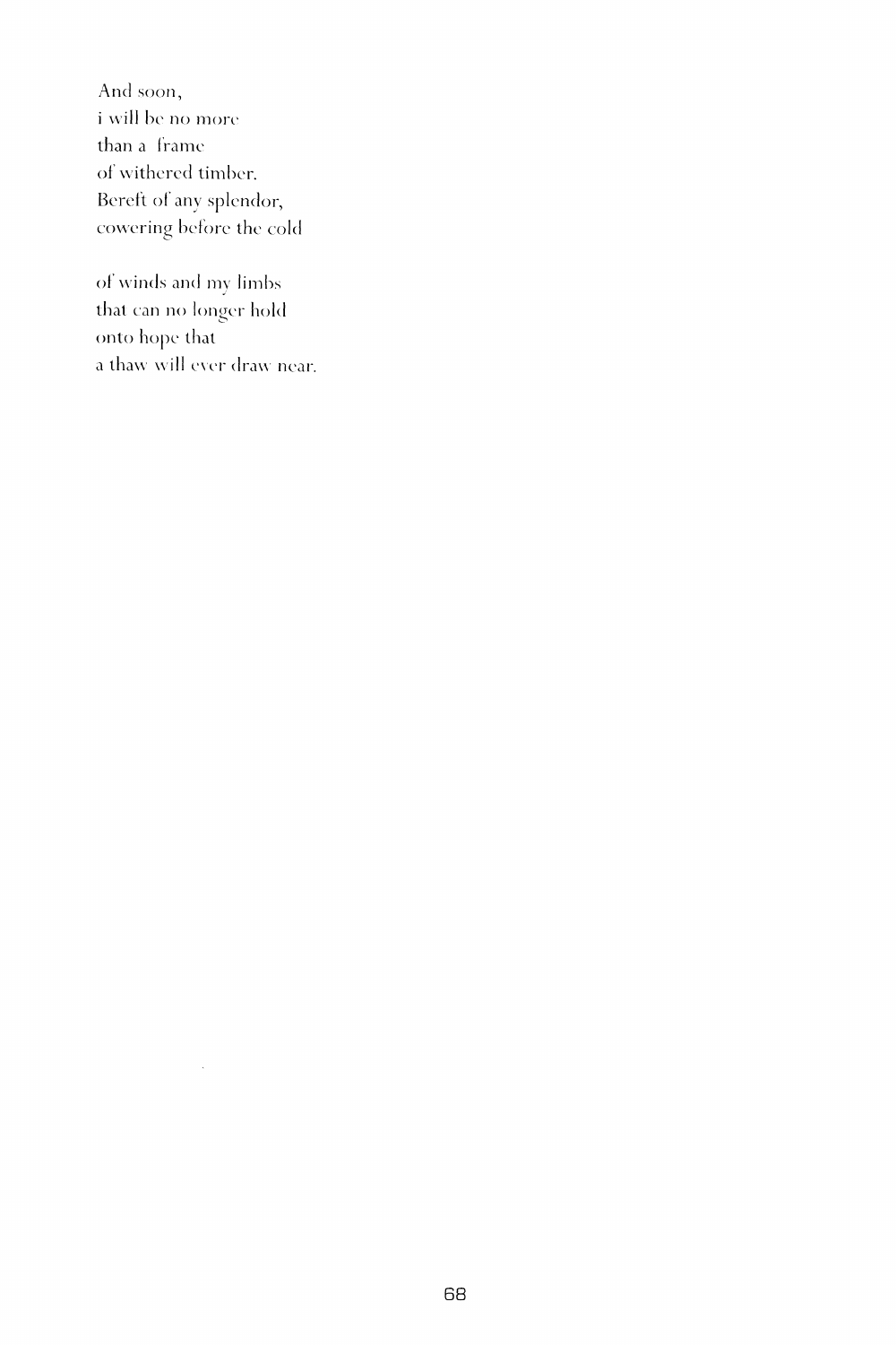And soon,  
i will be no more  
than a frame  
of withered timber.  
Bereft of any splendor,  
cowering before the cold

of winds and my limbs  
that can no longer hold  
onto hope that  
a thaw will ever draw near.